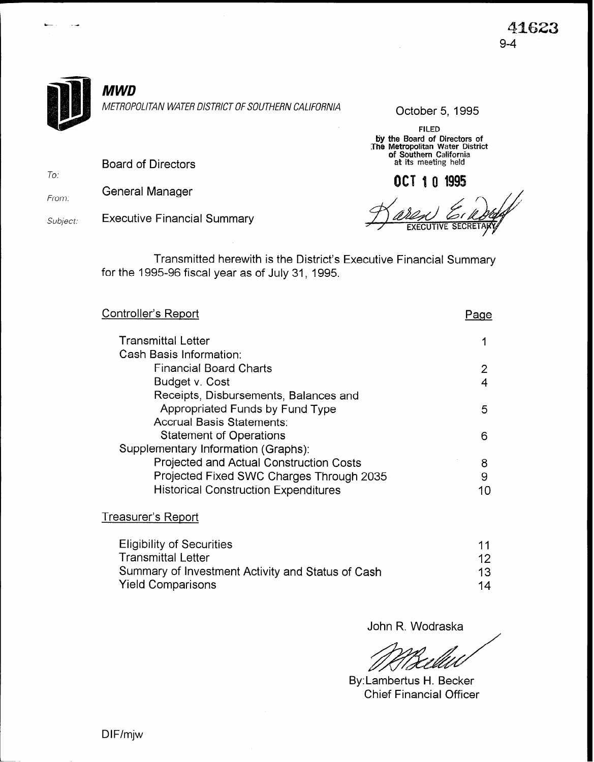41623
9-4

**MWD**

*METROPOLITAN WATER DISTRICT OF SOUTHERN CALIFORNIA*

October 5, 1995

FILED
by the Board of Directors of
The Metropolitan Water District
of Southern California
at its meeting held

**OCT 10 1995**

Karen E. Gross
EXECUTIVE SECRETARY

*To:* Board of Directors

*From:* General Manager

*Subject:* Executive Financial Summary

Transmitted herewith is the District's Executive Financial Summary for the 1995-96 fiscal year as of July 31, 1995.

| Controller's Report | Page |
|---|---|
| Transmittal Letter | 1 |
| Cash Basis Information: | |
| Financial Board Charts | 2 |
| Budget v. Cost | 4 |
| Receipts, Disbursements, Balances and Appropriated Funds by Fund Type | 5 |
| Accrual Basis Statements: | |
| Statement of Operations | 6 |
| Supplementary Information (Graphs): | |
| Projected and Actual Construction Costs | 8 |
| Projected Fixed SWC Charges Through 2035 | 9 |
| Historical Construction Expenditures | 10 |

| Treasurer's Report | |
|---|---|
| Eligibility of Securities | 11 |
| Transmittal Letter | 12 |
| Summary of Investment Activity and Status of Cash | 13 |
| Yield Comparisons | 14 |

John R. Wodraska

By: Lambertus H. Becker
Chief Financial Officer

DIF/mjw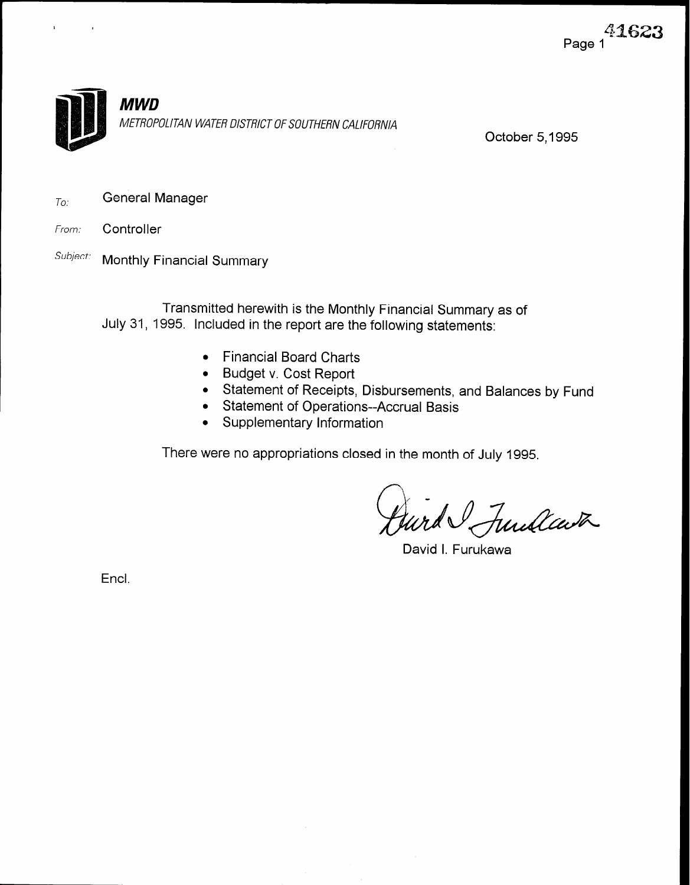**MWD**

*METROPOLITAN WATER DISTRICT OF SOUTHERN CALIFORNIA*

October 5, 1995

*To:* General Manager

*From:* Controller

*Subject:* Monthly Financial Summary

Transmitted herewith is the Monthly Financial Summary as of July 31, 1995. Included in the report are the following statements:

- Financial Board Charts
- Budget v. Cost Report
- Statement of Receipts, Disbursements, and Balances by Fund
- Statement of Operations--Accrual Basis
- Supplementary Information

There were no appropriations closed in the month of July 1995.

David I. Furukawa

Encl.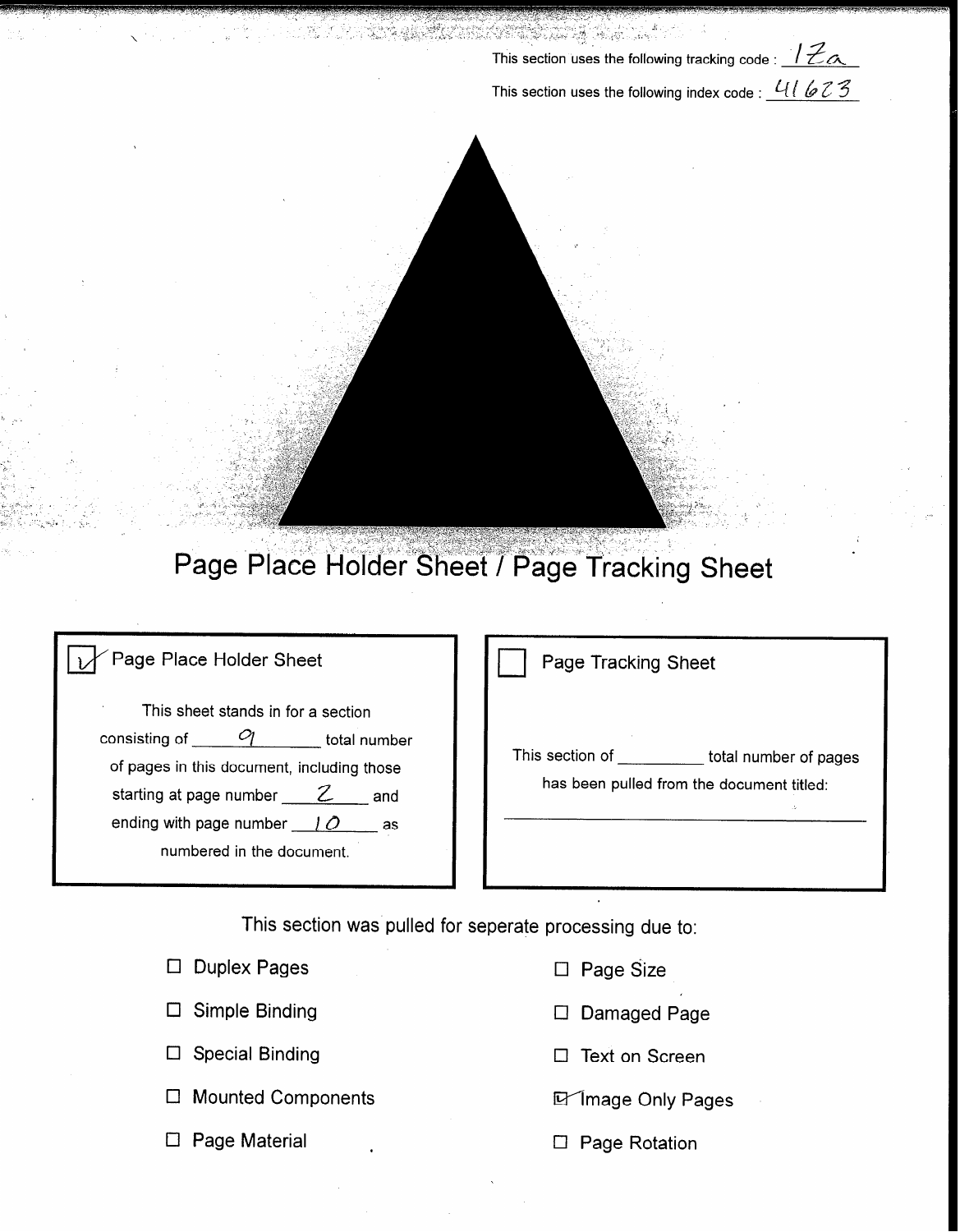This section uses the following tracking code : 12a

This section uses the following index code : 41623

# Page Place Holder Sheet / Page Tracking Sheet

☑ Page Place Holder Sheet

This sheet stands in for a section consisting of 9 total number of pages in this document, including those starting at page number 2 and ending with page number 10 as numbered in the document.

☐ Page Tracking Sheet

This section of __________ total number of pages has been pulled from the document titled:

______________________________

This section was pulled for seperate processing due to:

- ☐ Duplex Pages
- ☐ Simple Binding
- ☐ Special Binding
- ☐ Mounted Components
- ☐ Page Material
- ☐ Page Size
- ☐ Damaged Page
- ☐ Text on Screen
- ☑ Image Only Pages
- ☐ Page Rotation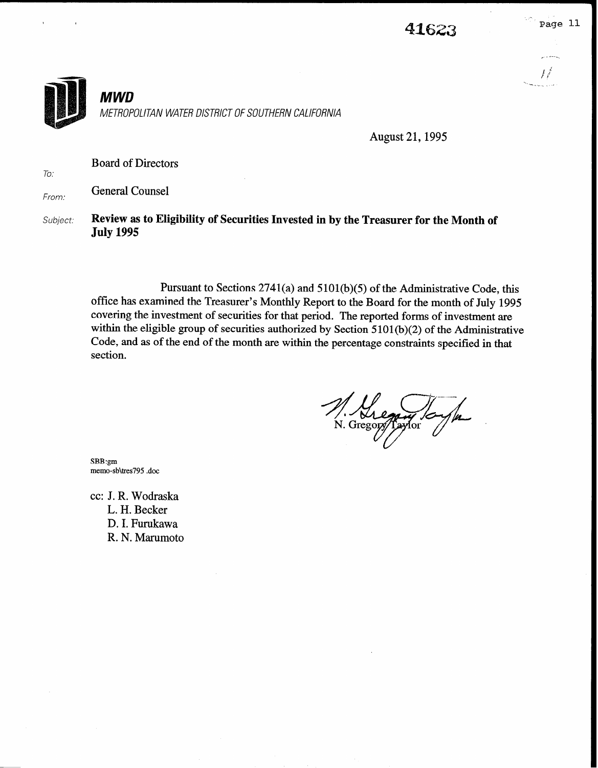**MWD**

*METROPOLITAN WATER DISTRICT OF SOUTHERN CALIFORNIA*

August 21, 1995

To: Board of Directors

From: General Counsel

Subject: **Review as to Eligibility of Securities Invested in by the Treasurer for the Month of July 1995**

Pursuant to Sections 2741(a) and 5101(b)(5) of the Administrative Code, this office has examined the Treasurer's Monthly Report to the Board for the month of July 1995 covering the investment of securities for that period. The reported forms of investment are within the eligible group of securities authorized by Section 5101(b)(2) of the Administrative Code, and as of the end of the month are within the percentage constraints specified in that section.

N. Gregory Taylor

SBB:gm
memo-sb\tres795 .doc

cc: J. R. Wodraska
L. H. Becker
D. I. Furukawa
R. N. Marumoto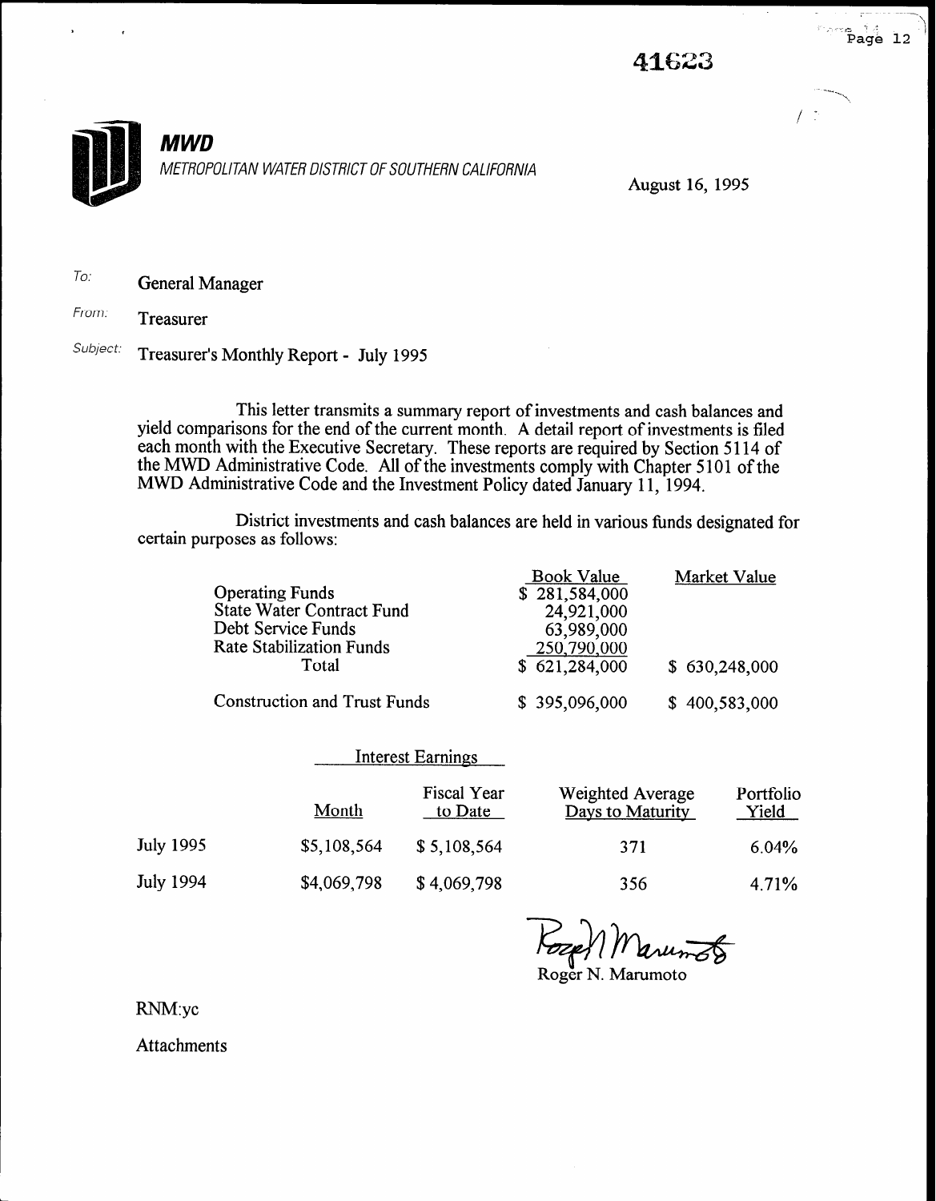41623

**MWD**

*METROPOLITAN WATER DISTRICT OF SOUTHERN CALIFORNIA*

August 16, 1995

To: General Manager

From: Treasurer

Subject: Treasurer's Monthly Report - July 1995

This letter transmits a summary report of investments and cash balances and yield comparisons for the end of the current month. A detail report of investments is filed each month with the Executive Secretary. These reports are required by Section 5114 of the MWD Administrative Code. All of the investments comply with Chapter 5101 of the MWD Administrative Code and the Investment Policy dated January 11, 1994.

District investments and cash balances are held in various funds designated for certain purposes as follows:

| | Book Value | Market Value |
|---|---|---|
| Operating Funds | $ 281,584,000 | |
| State Water Contract Fund | 24,921,000 | |
| Debt Service Funds | 63,989,000 | |
| Rate Stabilization Funds | 250,790,000 | |
| Total | $ 621,284,000 | $ 630,248,000 |
| Construction and Trust Funds | $ 395,096,000 | $ 400,583,000 |

| | Interest Earnings | | | |
|---|---|---|---|---|
| | Month | Fiscal Year to Date | Weighted Average Days to Maturity | Portfolio Yield |
| July 1995 | $5,108,564 | $ 5,108,564 | 371 | 6.04% |
| July 1994 | $4,069,798 | $ 4,069,798 | 356 | 4.71% |

Roger N. Marumoto

RNM:yc

Attachments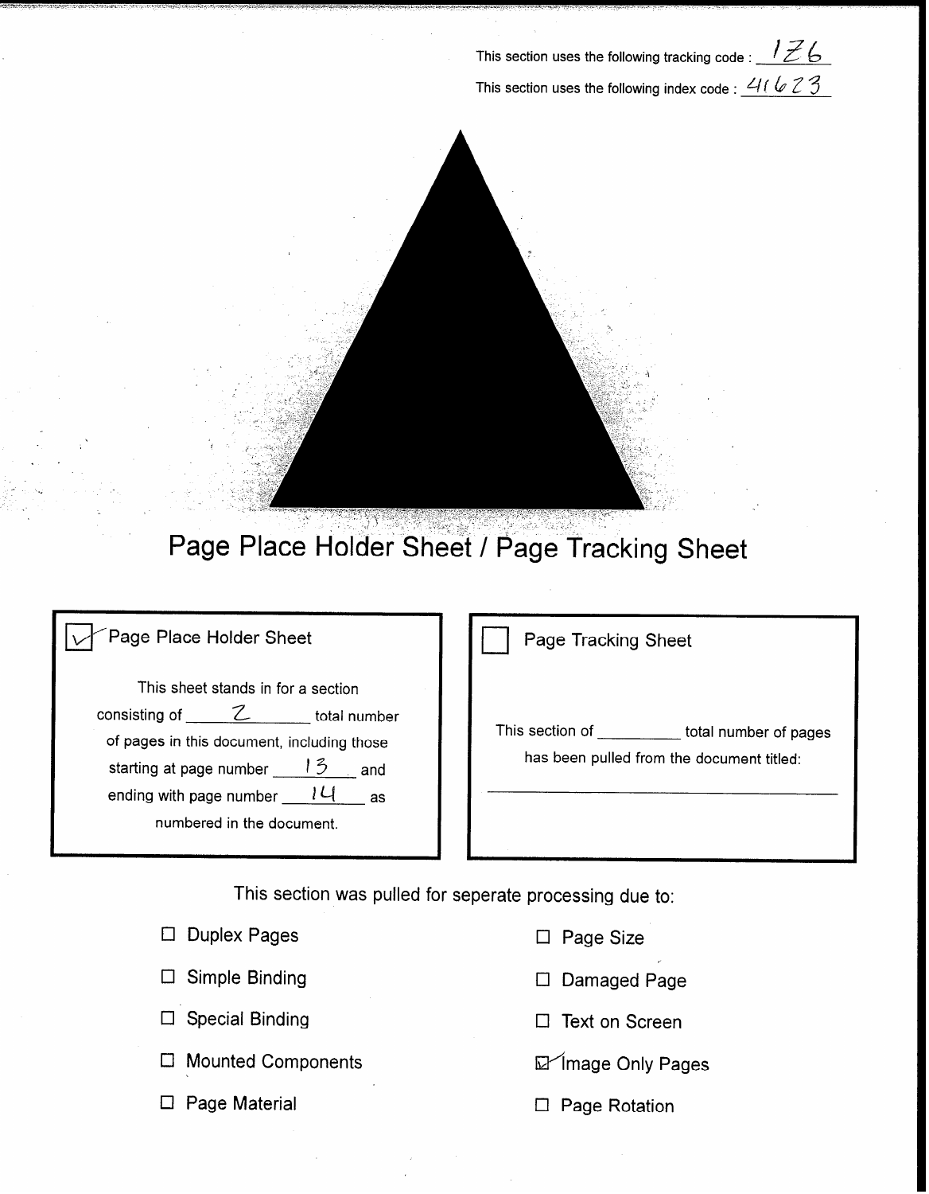This section uses the following tracking code : 1Z6

This section uses the following index code : 41623

# Page Place Holder Sheet / Page Tracking Sheet

☑ Page Place Holder Sheet

This sheet stands in for a section consisting of 2 total number of pages in this document, including those starting at page number 13 and ending with page number 14 as numbered in the document.

☐ Page Tracking Sheet

This section of ______ total number of pages has been pulled from the document titled:

______________________________

This section was pulled for seperate processing due to:

- ☐ Duplex Pages
- ☐ Simple Binding
- ☐ Special Binding
- ☐ Mounted Components
- ☐ Page Material
- ☐ Page Size
- ☐ Damaged Page
- ☐ Text on Screen
- ☑ Image Only Pages
- ☐ Page Rotation